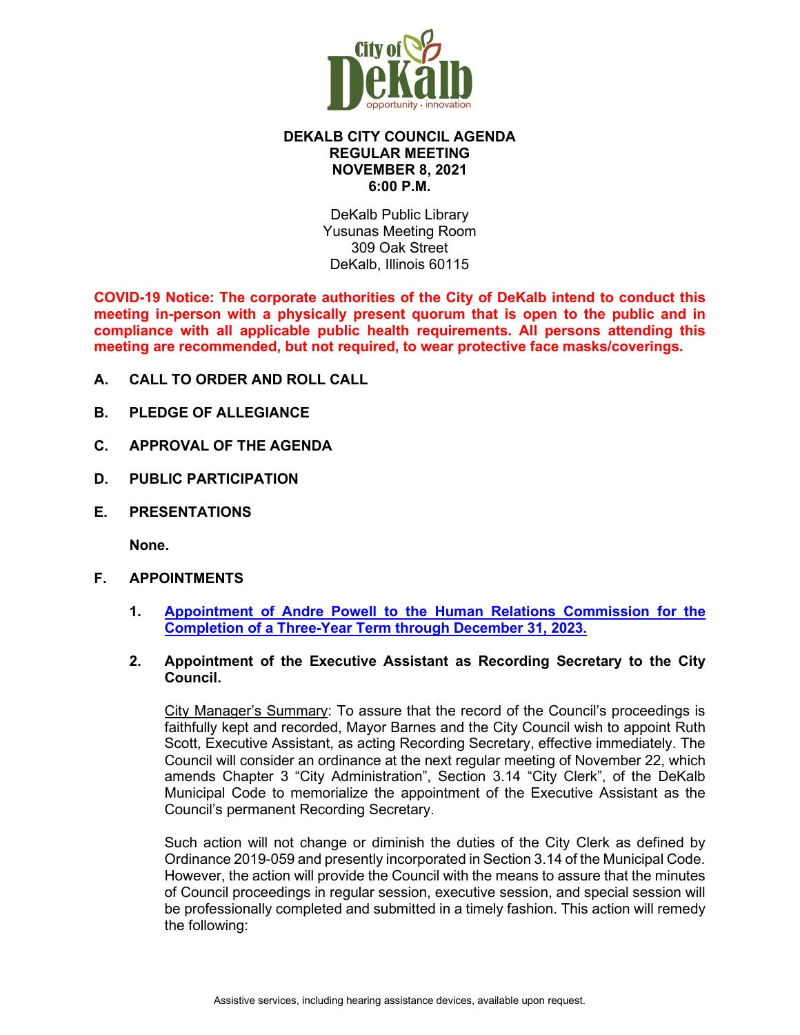# DEKALB CITY COUNCIL AGENDA
## REGULAR MEETING
## NOVEMBER 8, 2021
## 6:00 P.M.

DeKalb Public Library
Yusunas Meeting Room
309 Oak Street
DeKalb, Illinois 60115

**COVID-19 Notice: The corporate authorities of the City of DeKalb intend to conduct this meeting in-person with a physically present quorum that is open to the public and in compliance with all applicable public health requirements. All persons attending this meeting are recommended, but not required, to wear protective face masks/coverings.**

**A. CALL TO ORDER AND ROLL CALL**

**B. PLEDGE OF ALLEGIANCE**

**C. APPROVAL OF THE AGENDA**

**D. PUBLIC PARTICIPATION**

**E. PRESENTATIONS**

**None.**

**F. APPOINTMENTS**

1. **Appointment of Andre Powell to the Human Relations Commission for the Completion of a Three-Year Term through December 31, 2023.**

2. **Appointment of the Executive Assistant as Recording Secretary to the City Council.**

   City Manager's Summary: To assure that the record of the Council's proceedings is faithfully kept and recorded, Mayor Barnes and the City Council wish to appoint Ruth Scott, Executive Assistant, as acting Recording Secretary, effective immediately. The Council will consider an ordinance at the next regular meeting of November 22, which amends Chapter 3 "City Administration", Section 3.14 "City Clerk", of the DeKalb Municipal Code to memorialize the appointment of the Executive Assistant as the Council's permanent Recording Secretary.

   Such action will not change or diminish the duties of the City Clerk as defined by Ordinance 2019-059 and presently incorporated in Section 3.14 of the Municipal Code. However, the action will provide the Council with the means to assure that the minutes of Council proceedings in regular session, executive session, and special session will be professionally completed and submitted in a timely fashion. This action will remedy the following: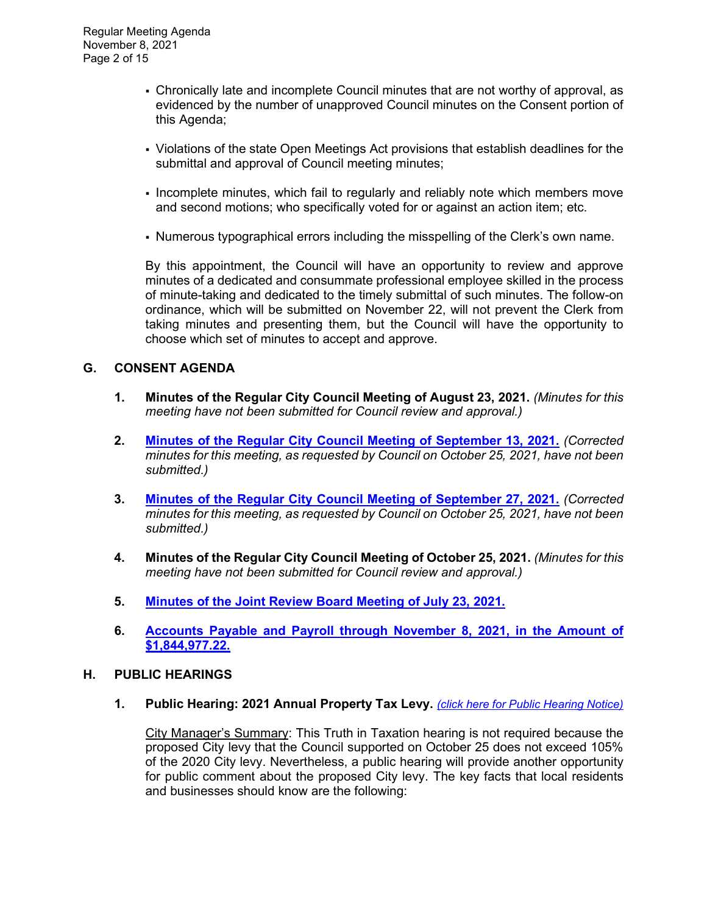- Chronically late and incomplete Council minutes that are not worthy of approval, as evidenced by the number of unapproved Council minutes on the Consent portion of this Agenda;

- Violations of the state Open Meetings Act provisions that establish deadlines for the submittal and approval of Council meeting minutes;

- Incomplete minutes, which fail to regularly and reliably note which members move and second motions; who specifically voted for or against an action item; etc.

- Numerous typographical errors including the misspelling of the Clerk's own name.

By this appointment, the Council will have an opportunity to review and approve minutes of a dedicated and consummate professional employee skilled in the process of minute-taking and dedicated to the timely submittal of such minutes. The follow-on ordinance, which will be submitted on November 22, will not prevent the Clerk from taking minutes and presenting them, but the Council will have the opportunity to choose which set of minutes to accept and approve.

## G. CONSENT AGENDA

1. **Minutes of the Regular City Council Meeting of August 23, 2021.** *(Minutes for this meeting have not been submitted for Council review and approval.)*

2. **Minutes of the Regular City Council Meeting of September 13, 2021.** *(Corrected minutes for this meeting, as requested by Council on October 25, 2021, have not been submitted.)*

3. **Minutes of the Regular City Council Meeting of September 27, 2021.** *(Corrected minutes for this meeting, as requested by Council on October 25, 2021, have not been submitted.)*

4. **Minutes of the Regular City Council Meeting of October 25, 2021.** *(Minutes for this meeting have not been submitted for Council review and approval.)*

5. **Minutes of the Joint Review Board Meeting of July 23, 2021.**

6. **Accounts Payable and Payroll through November 8, 2021, in the Amount of $1,844,977.22.**

## H. PUBLIC HEARINGS

1. **Public Hearing: 2021 Annual Property Tax Levy.** *(click here for Public Hearing Notice)*

   City Manager's Summary: This Truth in Taxation hearing is not required because the proposed City levy that the Council supported on October 25 does not exceed 105% of the 2020 City levy. Nevertheless, a public hearing will provide another opportunity for public comment about the proposed City levy. The key facts that local residents and businesses should know are the following: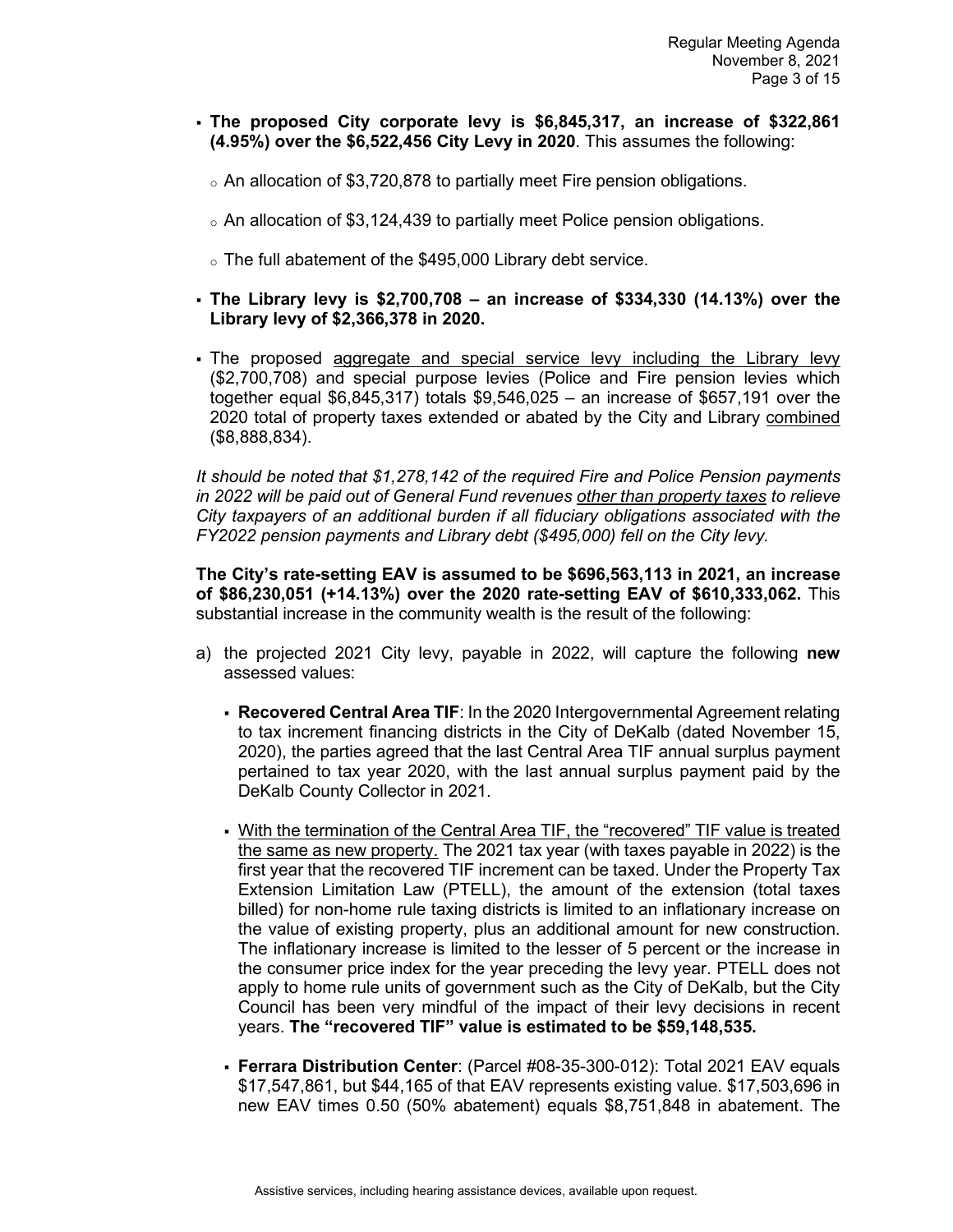- **The proposed City corporate levy is $6,845,317, an increase of $322,861 (4.95%) over the $6,522,456 City Levy in 2020**. This assumes the following:

  - An allocation of $3,720,878 to partially meet Fire pension obligations.

  - An allocation of $3,124,439 to partially meet Police pension obligations.

  - The full abatement of the $495,000 Library debt service.

- **The Library levy is $2,700,708 – an increase of $334,330 (14.13%) over the Library levy of $2,366,378 in 2020.**

- The proposed <u>aggregate and special service levy including the Library levy</u> ($2,700,708) and special purpose levies (Police and Fire pension levies which together equal $6,845,317) totals $9,546,025 – an increase of $657,191 over the 2020 total of property taxes extended or abated by the City and Library <u>combined</u> ($8,888,834).

*It should be noted that $1,278,142 of the required Fire and Police Pension payments in 2022 will be paid out of General Fund revenues <u>other than property taxes</u> to relieve City taxpayers of an additional burden if all fiduciary obligations associated with the FY2022 pension payments and Library debt ($495,000) fell on the City levy.*

**The City's rate-setting EAV is assumed to be $696,563,113 in 2021, an increase of $86,230,051 (+14.13%) over the 2020 rate-setting EAV of $610,333,062.** This substantial increase in the community wealth is the result of the following:

a) the projected 2021 City levy, payable in 2022, will capture the following **new** assessed values:

   - **Recovered Central Area TIF**: In the 2020 Intergovernmental Agreement relating to tax increment financing districts in the City of DeKalb (dated November 15, 2020), the parties agreed that the last Central Area TIF annual surplus payment pertained to tax year 2020, with the last annual surplus payment paid by the DeKalb County Collector in 2021.

   - <u>With the termination of the Central Area TIF, the "recovered" TIF value is treated the same as new property.</u> The 2021 tax year (with taxes payable in 2022) is the first year that the recovered TIF increment can be taxed. Under the Property Tax Extension Limitation Law (PTELL), the amount of the extension (total taxes billed) for non-home rule taxing districts is limited to an inflationary increase on the value of existing property, plus an additional amount for new construction. The inflationary increase is limited to the lesser of 5 percent or the increase in the consumer price index for the year preceding the levy year. PTELL does not apply to home rule units of government such as the City of DeKalb, but the City Council has been very mindful of the impact of their levy decisions in recent years. **The "recovered TIF" value is estimated to be $59,148,535.**

   - **Ferrara Distribution Center**: (Parcel #08-35-300-012): Total 2021 EAV equals $17,547,861, but $44,165 of that EAV represents existing value. $17,503,696 in new EAV times 0.50 (50% abatement) equals $8,751,848 in abatement. The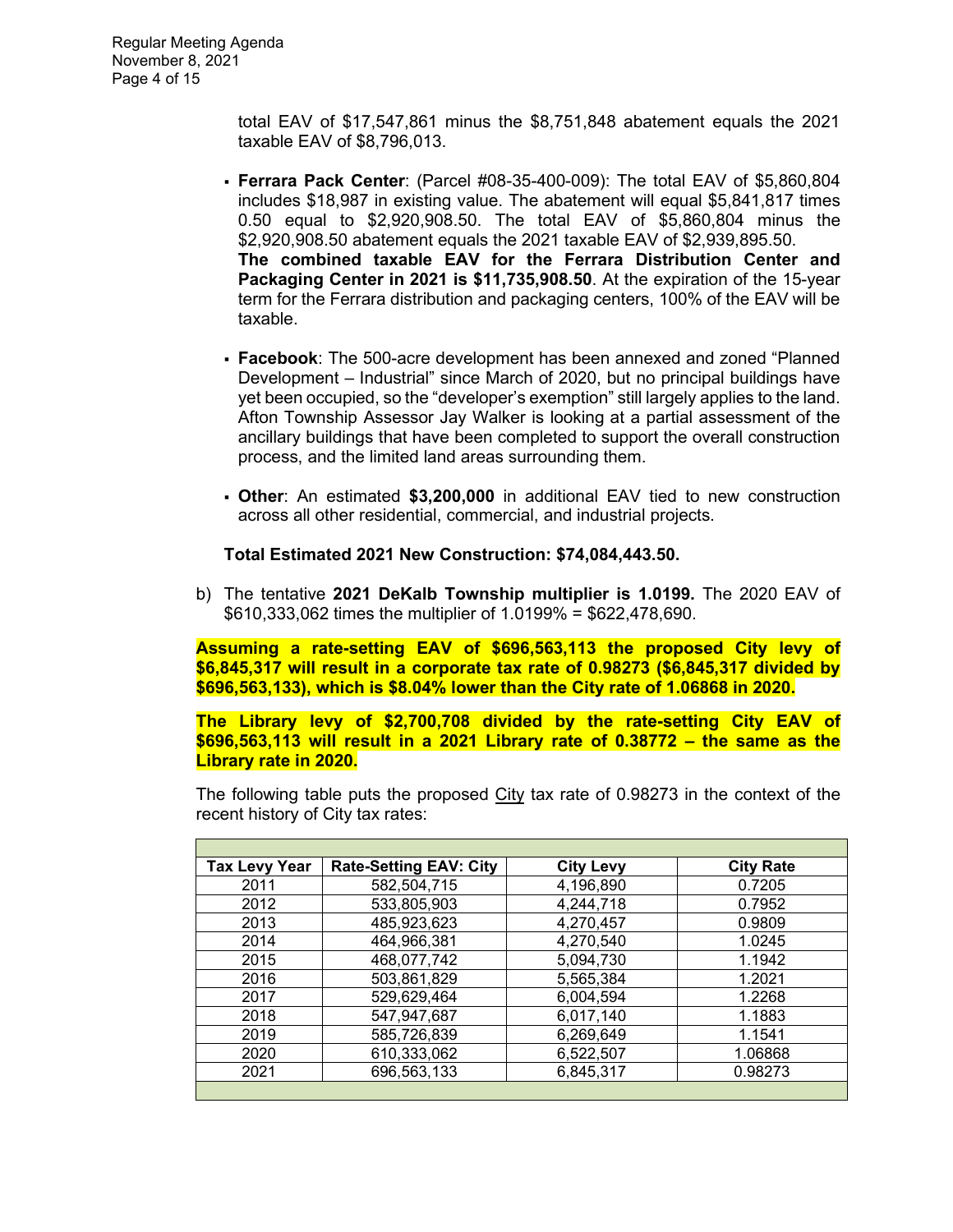total EAV of $17,547,861 minus the $8,751,848 abatement equals the 2021 taxable EAV of $8,796,013.

- **Ferrara Pack Center**: (Parcel #08-35-400-009): The total EAV of $5,860,804 includes $18,987 in existing value. The abatement will equal $5,841,817 times 0.50 equal to $2,920,908.50. The total EAV of $5,860,804 minus the $2,920,908.50 abatement equals the 2021 taxable EAV of $2,939,895.50. **The combined taxable EAV for the Ferrara Distribution Center and Packaging Center in 2021 is $11,735,908.50**. At the expiration of the 15-year term for the Ferrara distribution and packaging centers, 100% of the EAV will be taxable.

- **Facebook**: The 500-acre development has been annexed and zoned "Planned Development – Industrial" since March of 2020, but no principal buildings have yet been occupied, so the "developer's exemption" still largely applies to the land. Afton Township Assessor Jay Walker is looking at a partial assessment of the ancillary buildings that have been completed to support the overall construction process, and the limited land areas surrounding them.

- **Other**: An estimated **$3,200,000** in additional EAV tied to new construction across all other residential, commercial, and industrial projects.

**Total Estimated 2021 New Construction: $74,084,443.50.**

b) The tentative **2021 DeKalb Township multiplier is 1.0199.** The 2020 EAV of $610,333,062 times the multiplier of 1.0199% = $622,478,690.

**Assuming a rate-setting EAV of $696,563,113 the proposed City levy of $6,845,317 will result in a corporate tax rate of 0.98273 ($6,845,317 divided by $696,563,133), which is $8.04% lower than the City rate of 1.06868 in 2020.**

**The Library levy of $2,700,708 divided by the rate-setting City EAV of $696,563,113 will result in a 2021 Library rate of 0.38772 – the same as the Library rate in 2020.**

The following table puts the proposed City tax rate of 0.98273 in the context of the recent history of City tax rates:

| Tax Levy Year | Rate-Setting EAV: City | City Levy | City Rate |
|---|---|---|---|
| 2011 | 582,504,715 | 4,196,890 | 0.7205 |
| 2012 | 533,805,903 | 4,244,718 | 0.7952 |
| 2013 | 485,923,623 | 4,270,457 | 0.9809 |
| 2014 | 464,966,381 | 4,270,540 | 1.0245 |
| 2015 | 468,077,742 | 5,094,730 | 1.1942 |
| 2016 | 503,861,829 | 5,565,384 | 1.2021 |
| 2017 | 529,629,464 | 6,004,594 | 1.2268 |
| 2018 | 547,947,687 | 6,017,140 | 1.1883 |
| 2019 | 585,726,839 | 6,269,649 | 1.1541 |
| 2020 | 610,333,062 | 6,522,507 | 1.06868 |
| 2021 | 696,563,133 | 6,845,317 | 0.98273 |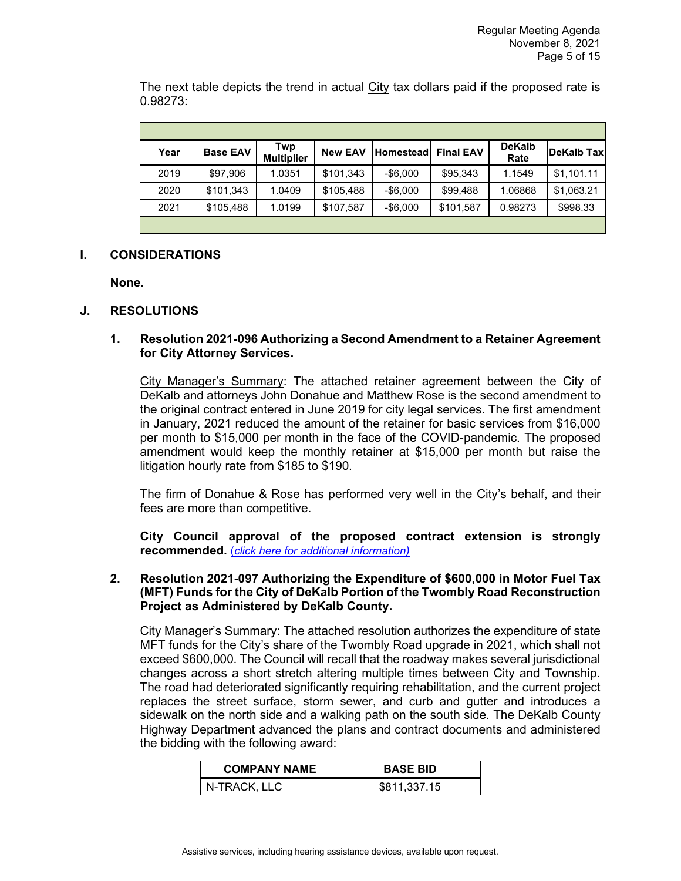The next table depicts the trend in actual City tax dollars paid if the proposed rate is 0.98273:

| Year | Base EAV | Twp Multiplier | New EAV | Homestead | Final EAV | DeKalb Rate | DeKalb Tax |
|---|---|---|---|---|---|---|---|
| 2019 | $97,906 | 1.0351 | $101,343 | -$6,000 | $95,343 | 1.1549 | $1,101.11 |
| 2020 | $101,343 | 1.0409 | $105,488 | -$6,000 | $99,488 | 1.06868 | $1,063.21 |
| 2021 | $105,488 | 1.0199 | $107,587 | -$6,000 | $101,587 | 0.98273 | $998.33 |

## I. CONSIDERATIONS

**None.**

## J. RESOLUTIONS

### 1. Resolution 2021-096 Authorizing a Second Amendment to a Retainer Agreement for City Attorney Services.

City Manager's Summary: The attached retainer agreement between the City of DeKalb and attorneys John Donahue and Matthew Rose is the second amendment to the original contract entered in June 2019 for city legal services. The first amendment in January, 2021 reduced the amount of the retainer for basic services from $16,000 per month to $15,000 per month in the face of the COVID-pandemic. The proposed amendment would keep the monthly retainer at $15,000 per month but raise the litigation hourly rate from $185 to $190.

The firm of Donahue & Rose has performed very well in the City's behalf, and their fees are more than competitive.

**City Council approval of the proposed contract extension is strongly recommended.** *(click here for additional information)*

### 2. Resolution 2021-097 Authorizing the Expenditure of $600,000 in Motor Fuel Tax (MFT) Funds for the City of DeKalb Portion of the Twombly Road Reconstruction Project as Administered by DeKalb County.

City Manager's Summary: The attached resolution authorizes the expenditure of state MFT funds for the City's share of the Twombly Road upgrade in 2021, which shall not exceed $600,000. The Council will recall that the roadway makes several jurisdictional changes across a short stretch altering multiple times between City and Township. The road had deteriorated significantly requiring rehabilitation, and the current project replaces the street surface, storm sewer, and curb and gutter and introduces a sidewalk on the north side and a walking path on the south side. The DeKalb County Highway Department advanced the plans and contract documents and administered the bidding with the following award:

| COMPANY NAME | BASE BID |
|---|---|
| N-TRACK, LLC | $811,337.15 |

Assistive services, including hearing assistance devices, available upon request.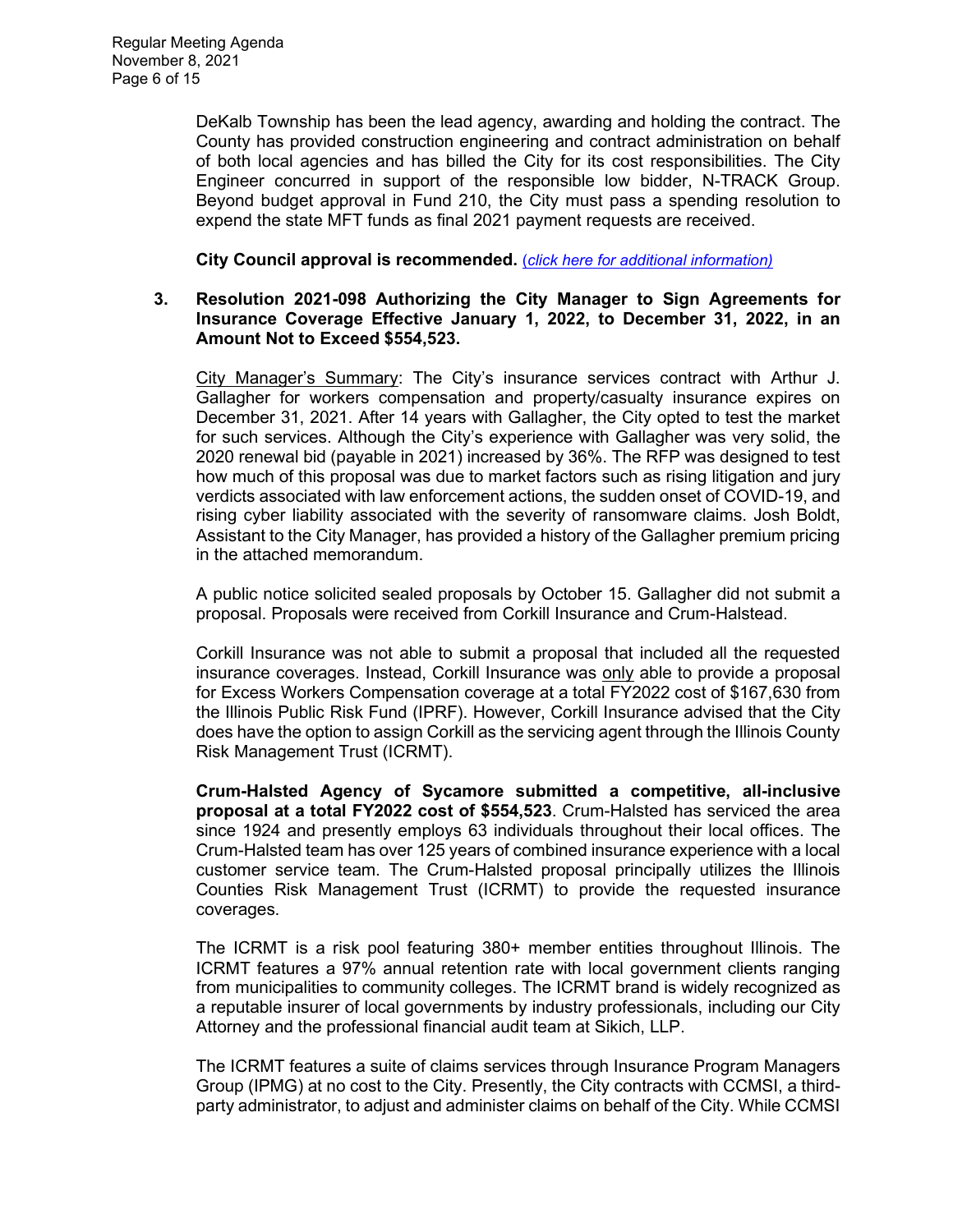DeKalb Township has been the lead agency, awarding and holding the contract. The County has provided construction engineering and contract administration on behalf of both local agencies and has billed the City for its cost responsibilities. The City Engineer concurred in support of the responsible low bidder, N-TRACK Group. Beyond budget approval in Fund 210, the City must pass a spending resolution to expend the state MFT funds as final 2021 payment requests are received.

**City Council approval is recommended.** *(click here for additional information)*

**3. Resolution 2021-098 Authorizing the City Manager to Sign Agreements for Insurance Coverage Effective January 1, 2022, to December 31, 2022, in an Amount Not to Exceed $554,523.**

City Manager's Summary: The City's insurance services contract with Arthur J. Gallagher for workers compensation and property/casualty insurance expires on December 31, 2021. After 14 years with Gallagher, the City opted to test the market for such services. Although the City's experience with Gallagher was very solid, the 2020 renewal bid (payable in 2021) increased by 36%. The RFP was designed to test how much of this proposal was due to market factors such as rising litigation and jury verdicts associated with law enforcement actions, the sudden onset of COVID-19, and rising cyber liability associated with the severity of ransomware claims. Josh Boldt, Assistant to the City Manager, has provided a history of the Gallagher premium pricing in the attached memorandum.

A public notice solicited sealed proposals by October 15. Gallagher did not submit a proposal. Proposals were received from Corkill Insurance and Crum-Halstead.

Corkill Insurance was not able to submit a proposal that included all the requested insurance coverages. Instead, Corkill Insurance was only able to provide a proposal for Excess Workers Compensation coverage at a total FY2022 cost of $167,630 from the Illinois Public Risk Fund (IPRF). However, Corkill Insurance advised that the City does have the option to assign Corkill as the servicing agent through the Illinois County Risk Management Trust (ICRMT).

**Crum-Halsted Agency of Sycamore submitted a competitive, all-inclusive proposal at a total FY2022 cost of $554,523**. Crum-Halsted has serviced the area since 1924 and presently employs 63 individuals throughout their local offices. The Crum-Halsted team has over 125 years of combined insurance experience with a local customer service team. The Crum-Halsted proposal principally utilizes the Illinois Counties Risk Management Trust (ICRMT) to provide the requested insurance coverages.

The ICRMT is a risk pool featuring 380+ member entities throughout Illinois. The ICRMT features a 97% annual retention rate with local government clients ranging from municipalities to community colleges. The ICRMT brand is widely recognized as a reputable insurer of local governments by industry professionals, including our City Attorney and the professional financial audit team at Sikich, LLP.

The ICRMT features a suite of claims services through Insurance Program Managers Group (IPMG) at no cost to the City. Presently, the City contracts with CCMSI, a third-party administrator, to adjust and administer claims on behalf of the City. While CCMSI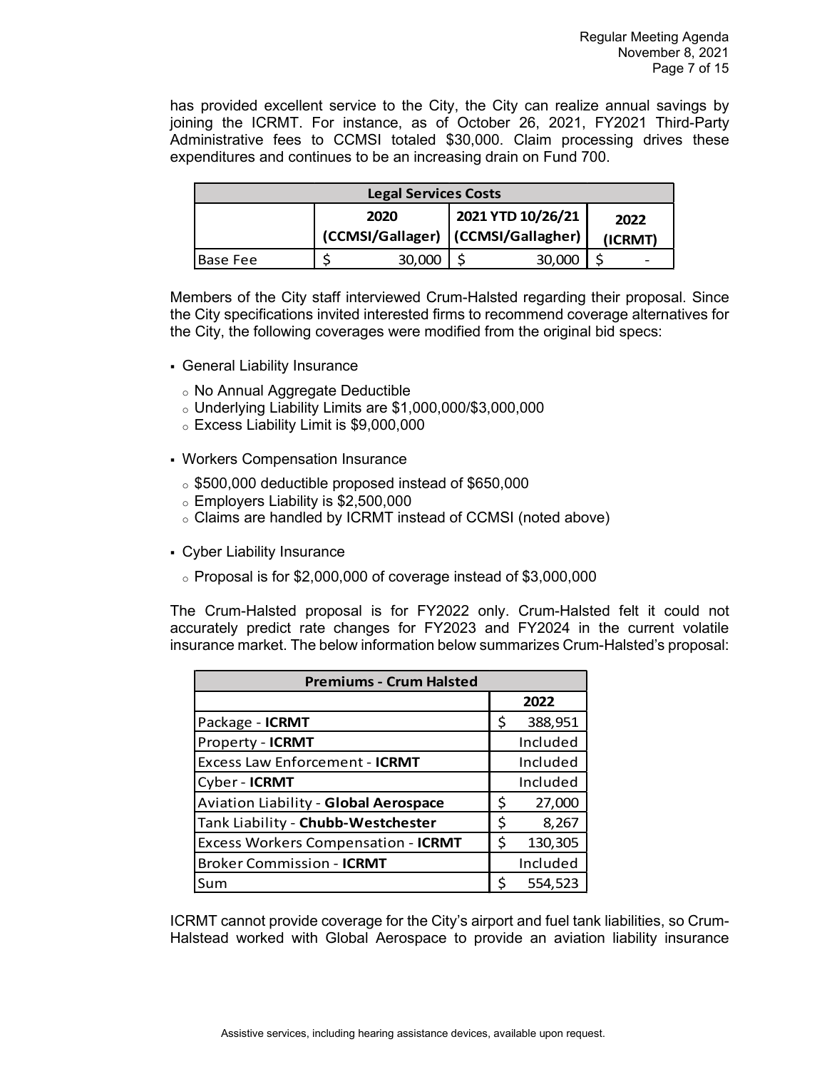has provided excellent service to the City, the City can realize annual savings by joining the ICRMT. For instance, as of October 26, 2021, FY2021 Third-Party Administrative fees to CCMSI totaled $30,000. Claim processing drives these expenditures and continues to be an increasing drain on Fund 700.

| Legal Services Costs | | | |
|---|---|---|---|
| | 2020 (CCMSI/Gallager) | 2021 YTD 10/26/21 (CCMSI/Gallagher) | 2022 (ICRMT) |
| Base Fee | $ 30,000 | $ 30,000 | $ - |

Members of the City staff interviewed Crum-Halsted regarding their proposal. Since the City specifications invited interested firms to recommend coverage alternatives for the City, the following coverages were modified from the original bid specs:

- General Liability Insurance
  - No Annual Aggregate Deductible
  - Underlying Liability Limits are $1,000,000/$3,000,000
  - Excess Liability Limit is $9,000,000
- Workers Compensation Insurance
  - $500,000 deductible proposed instead of $650,000
  - Employers Liability is $2,500,000
  - Claims are handled by ICRMT instead of CCMSI (noted above)
- Cyber Liability Insurance
  - Proposal is for $2,000,000 of coverage instead of $3,000,000

The Crum-Halsted proposal is for FY2022 only. Crum-Halsted felt it could not accurately predict rate changes for FY2023 and FY2024 in the current volatile insurance market. The below information below summarizes Crum-Halsted's proposal:

| Premiums - Crum Halsted | |
|---|---|
| | 2022 |
| Package - **ICRMT** | $ 388,951 |
| Property - **ICRMT** | Included |
| Excess Law Enforcement - **ICRMT** | Included |
| Cyber - **ICRMT** | Included |
| Aviation Liability - **Global Aerospace** | $ 27,000 |
| Tank Liability - **Chubb-Westchester** | $ 8,267 |
| Excess Workers Compensation - **ICRMT** | $ 130,305 |
| Broker Commission - **ICRMT** | Included |
| Sum | $ 554,523 |

ICRMT cannot provide coverage for the City's airport and fuel tank liabilities, so Crum-Halstead worked with Global Aerospace to provide an aviation liability insurance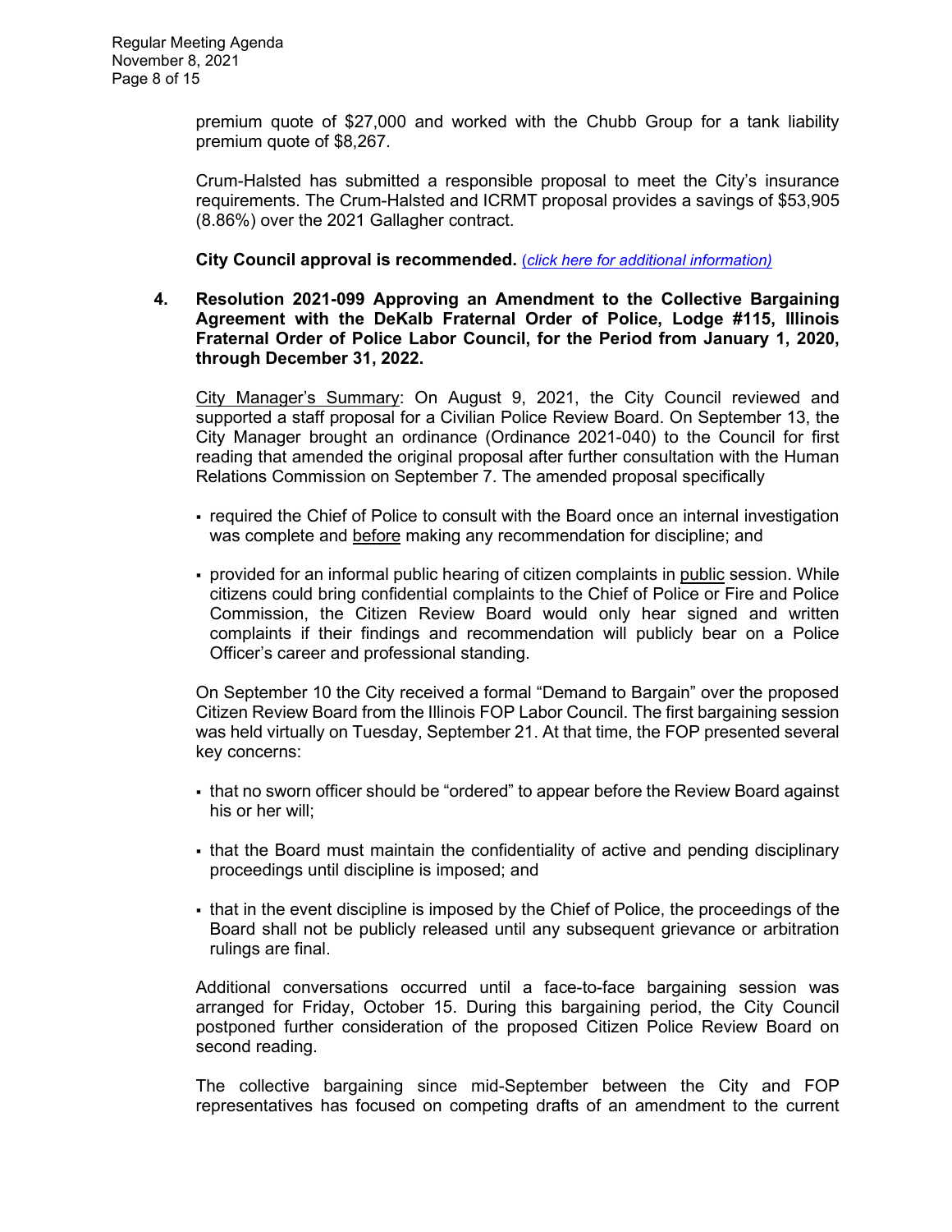premium quote of $27,000 and worked with the Chubb Group for a tank liability premium quote of $8,267.

Crum-Halsted has submitted a responsible proposal to meet the City's insurance requirements. The Crum-Halsted and ICRMT proposal provides a savings of $53,905 (8.86%) over the 2021 Gallagher contract.

**City Council approval is recommended.** (*click here for additional information)*

**4. Resolution 2021-099 Approving an Amendment to the Collective Bargaining Agreement with the DeKalb Fraternal Order of Police, Lodge #115, Illinois Fraternal Order of Police Labor Council, for the Period from January 1, 2020, through December 31, 2022.**

City Manager's Summary: On August 9, 2021, the City Council reviewed and supported a staff proposal for a Civilian Police Review Board. On September 13, the City Manager brought an ordinance (Ordinance 2021-040) to the Council for first reading that amended the original proposal after further consultation with the Human Relations Commission on September 7. The amended proposal specifically

- required the Chief of Police to consult with the Board once an internal investigation was complete and before making any recommendation for discipline; and
- provided for an informal public hearing of citizen complaints in public session. While citizens could bring confidential complaints to the Chief of Police or Fire and Police Commission, the Citizen Review Board would only hear signed and written complaints if their findings and recommendation will publicly bear on a Police Officer's career and professional standing.

On September 10 the City received a formal "Demand to Bargain" over the proposed Citizen Review Board from the Illinois FOP Labor Council. The first bargaining session was held virtually on Tuesday, September 21. At that time, the FOP presented several key concerns:

- that no sworn officer should be "ordered" to appear before the Review Board against his or her will;
- that the Board must maintain the confidentiality of active and pending disciplinary proceedings until discipline is imposed; and
- that in the event discipline is imposed by the Chief of Police, the proceedings of the Board shall not be publicly released until any subsequent grievance or arbitration rulings are final.

Additional conversations occurred until a face-to-face bargaining session was arranged for Friday, October 15. During this bargaining period, the City Council postponed further consideration of the proposed Citizen Police Review Board on second reading.

The collective bargaining since mid-September between the City and FOP representatives has focused on competing drafts of an amendment to the current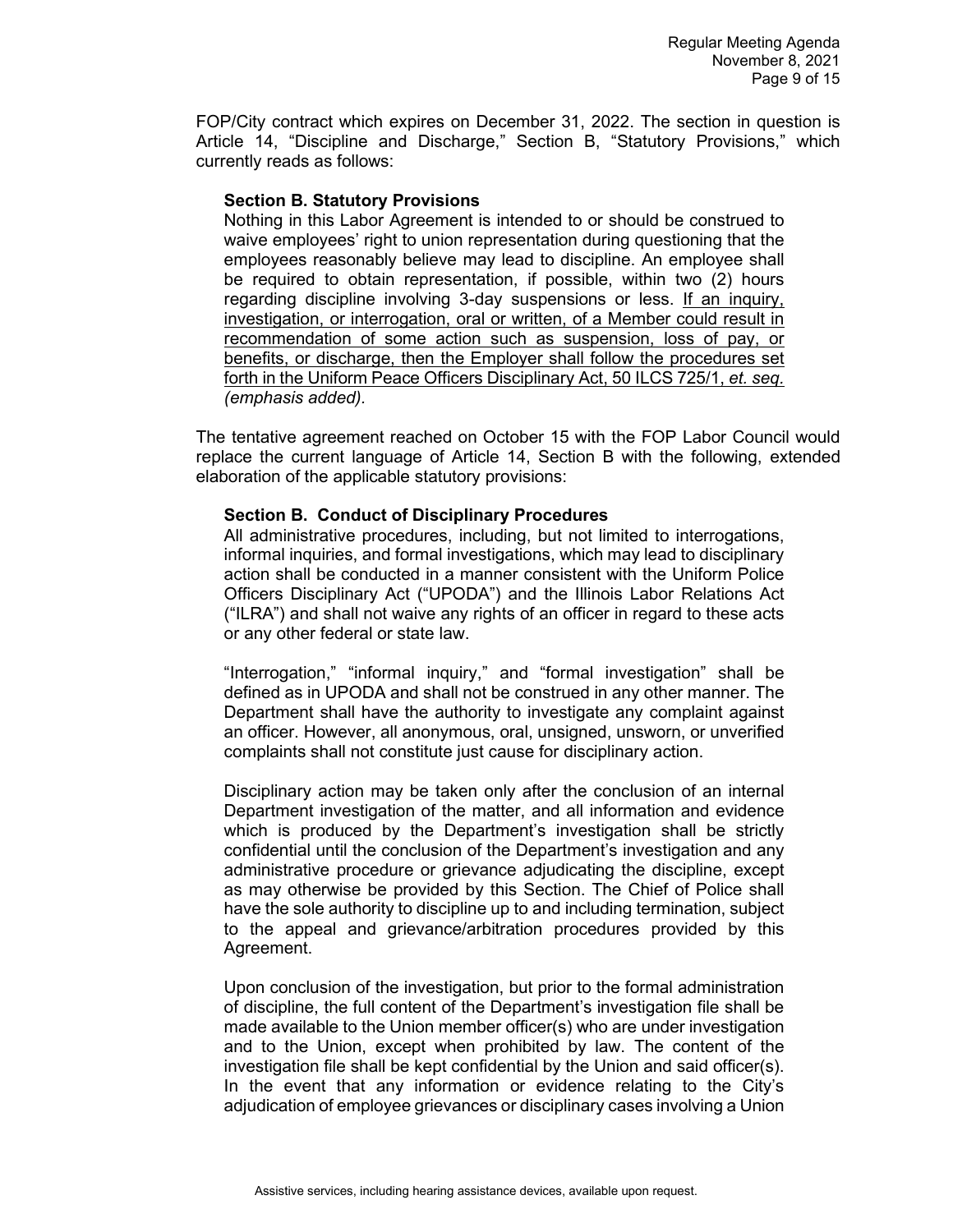FOP/City contract which expires on December 31, 2022. The section in question is Article 14, "Discipline and Discharge," Section B, "Statutory Provisions," which currently reads as follows:

> **Section B. Statutory Provisions**
>
> Nothing in this Labor Agreement is intended to or should be construed to waive employees' right to union representation during questioning that the employees reasonably believe may lead to discipline. An employee shall be required to obtain representation, if possible, within two (2) hours regarding discipline involving 3-day suspensions or less. <u>If an inquiry, investigation, or interrogation, oral or written, of a Member could result in recommendation of some action such as suspension, loss of pay, or benefits, or discharge, then the Employer shall follow the procedures set forth in the Uniform Peace Officers Disciplinary Act, 50 ILCS 725/1, *et. seq.*</u> *(emphasis added).*

The tentative agreement reached on October 15 with the FOP Labor Council would replace the current language of Article 14, Section B with the following, extended elaboration of the applicable statutory provisions:

> **Section B. Conduct of Disciplinary Procedures**
>
> All administrative procedures, including, but not limited to interrogations, informal inquiries, and formal investigations, which may lead to disciplinary action shall be conducted in a manner consistent with the Uniform Police Officers Disciplinary Act ("UPODA") and the Illinois Labor Relations Act ("ILRA") and shall not waive any rights of an officer in regard to these acts or any other federal or state law.
>
> "Interrogation," "informal inquiry," and "formal investigation" shall be defined as in UPODA and shall not be construed in any other manner. The Department shall have the authority to investigate any complaint against an officer. However, all anonymous, oral, unsigned, unsworn, or unverified complaints shall not constitute just cause for disciplinary action.
>
> Disciplinary action may be taken only after the conclusion of an internal Department investigation of the matter, and all information and evidence which is produced by the Department's investigation shall be strictly confidential until the conclusion of the Department's investigation and any administrative procedure or grievance adjudicating the discipline, except as may otherwise be provided by this Section. The Chief of Police shall have the sole authority to discipline up to and including termination, subject to the appeal and grievance/arbitration procedures provided by this Agreement.
>
> Upon conclusion of the investigation, but prior to the formal administration of discipline, the full content of the Department's investigation file shall be made available to the Union member officer(s) who are under investigation and to the Union, except when prohibited by law. The content of the investigation file shall be kept confidential by the Union and said officer(s). In the event that any information or evidence relating to the City's adjudication of employee grievances or disciplinary cases involving a Union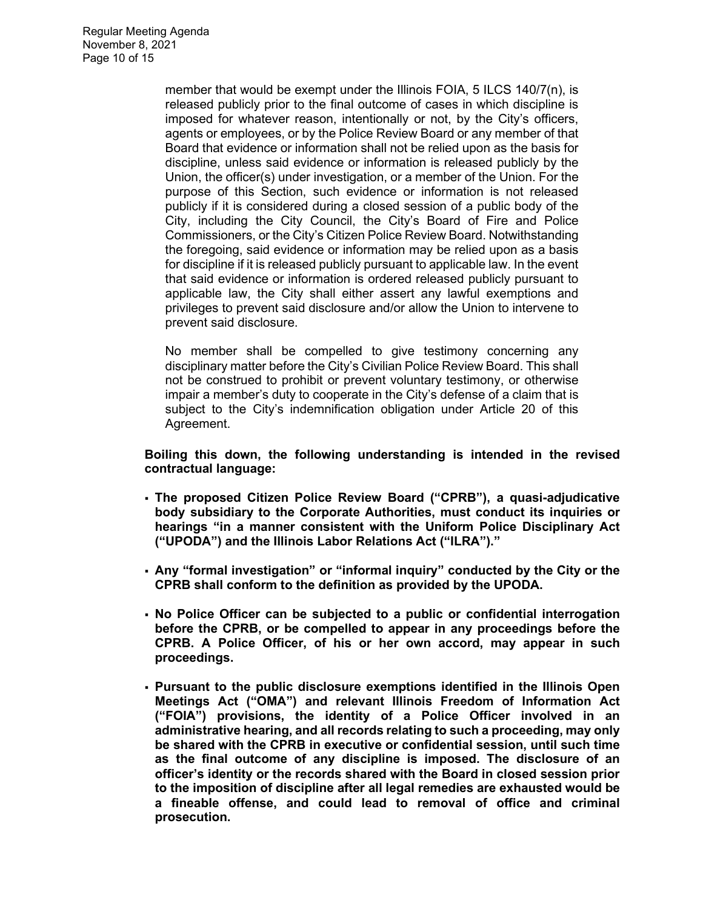member that would be exempt under the Illinois FOIA, 5 ILCS 140/7(n), is released publicly prior to the final outcome of cases in which discipline is imposed for whatever reason, intentionally or not, by the City's officers, agents or employees, or by the Police Review Board or any member of that Board that evidence or information shall not be relied upon as the basis for discipline, unless said evidence or information is released publicly by the Union, the officer(s) under investigation, or a member of the Union. For the purpose of this Section, such evidence or information is not released publicly if it is considered during a closed session of a public body of the City, including the City Council, the City's Board of Fire and Police Commissioners, or the City's Citizen Police Review Board. Notwithstanding the foregoing, said evidence or information may be relied upon as a basis for discipline if it is released publicly pursuant to applicable law. In the event that said evidence or information is ordered released publicly pursuant to applicable law, the City shall either assert any lawful exemptions and privileges to prevent said disclosure and/or allow the Union to intervene to prevent said disclosure.

No member shall be compelled to give testimony concerning any disciplinary matter before the City's Civilian Police Review Board. This shall not be construed to prohibit or prevent voluntary testimony, or otherwise impair a member's duty to cooperate in the City's defense of a claim that is subject to the City's indemnification obligation under Article 20 of this Agreement.

**Boiling this down, the following understanding is intended in the revised contractual language:**

- **The proposed Citizen Police Review Board ("CPRB"), a quasi-adjudicative body subsidiary to the Corporate Authorities, must conduct its inquiries or hearings "in a manner consistent with the Uniform Police Disciplinary Act ("UPODA") and the Illinois Labor Relations Act ("ILRA")."**
- **Any "formal investigation" or "informal inquiry" conducted by the City or the CPRB shall conform to the definition as provided by the UPODA.**
- **No Police Officer can be subjected to a public or confidential interrogation before the CPRB, or be compelled to appear in any proceedings before the CPRB. A Police Officer, of his or her own accord, may appear in such proceedings.**
- **Pursuant to the public disclosure exemptions identified in the Illinois Open Meetings Act ("OMA") and relevant Illinois Freedom of Information Act ("FOIA") provisions, the identity of a Police Officer involved in an administrative hearing, and all records relating to such a proceeding, may only be shared with the CPRB in executive or confidential session, until such time as the final outcome of any discipline is imposed. The disclosure of an officer's identity or the records shared with the Board in closed session prior to the imposition of discipline after all legal remedies are exhausted would be a fineable offense, and could lead to removal of office and criminal prosecution.**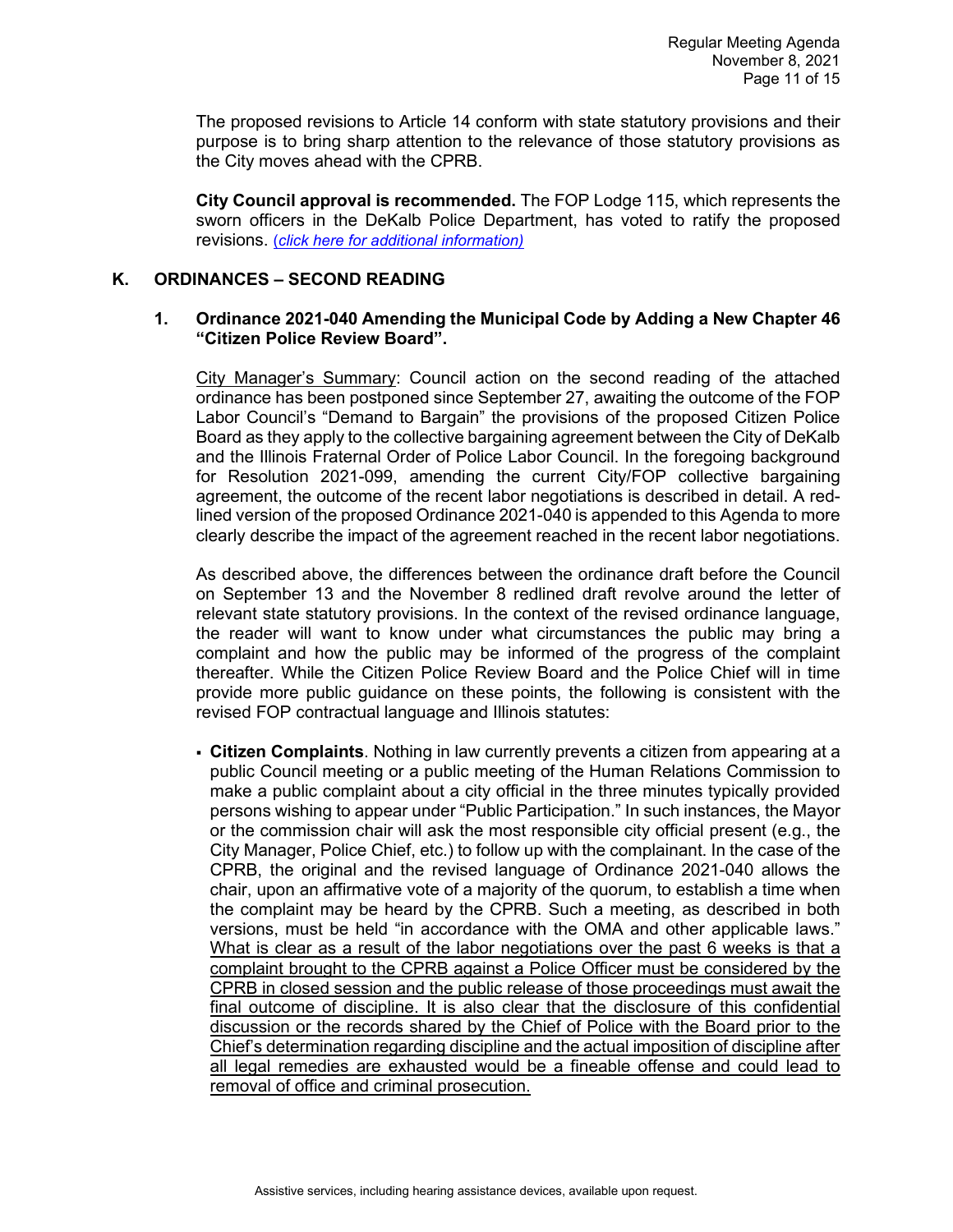The proposed revisions to Article 14 conform with state statutory provisions and their purpose is to bring sharp attention to the relevance of those statutory provisions as the City moves ahead with the CPRB.

**City Council approval is recommended.** The FOP Lodge 115, which represents the sworn officers in the DeKalb Police Department, has voted to ratify the proposed revisions. *(click here for additional information)*

## K. ORDINANCES – SECOND READING

### 1. Ordinance 2021-040 Amending the Municipal Code by Adding a New Chapter 46 "Citizen Police Review Board".

City Manager's Summary: Council action on the second reading of the attached ordinance has been postponed since September 27, awaiting the outcome of the FOP Labor Council's "Demand to Bargain" the provisions of the proposed Citizen Police Board as they apply to the collective bargaining agreement between the City of DeKalb and the Illinois Fraternal Order of Police Labor Council. In the foregoing background for Resolution 2021-099, amending the current City/FOP collective bargaining agreement, the outcome of the recent labor negotiations is described in detail. A red-lined version of the proposed Ordinance 2021-040 is appended to this Agenda to more clearly describe the impact of the agreement reached in the recent labor negotiations.

As described above, the differences between the ordinance draft before the Council on September 13 and the November 8 redlined draft revolve around the letter of relevant state statutory provisions. In the context of the revised ordinance language, the reader will want to know under what circumstances the public may bring a complaint and how the public may be informed of the progress of the complaint thereafter. While the Citizen Police Review Board and the Police Chief will in time provide more public guidance on these points, the following is consistent with the revised FOP contractual language and Illinois statutes:

- **Citizen Complaints**. Nothing in law currently prevents a citizen from appearing at a public Council meeting or a public meeting of the Human Relations Commission to make a public complaint about a city official in the three minutes typically provided persons wishing to appear under "Public Participation." In such instances, the Mayor or the commission chair will ask the most responsible city official present (e.g., the City Manager, Police Chief, etc.) to follow up with the complainant. In the case of the CPRB, the original and the revised language of Ordinance 2021-040 allows the chair, upon an affirmative vote of a majority of the quorum, to establish a time when the complaint may be heard by the CPRB. Such a meeting, as described in both versions, must be held "in accordance with the OMA and other applicable laws." What is clear as a result of the labor negotiations over the past 6 weeks is that a complaint brought to the CPRB against a Police Officer must be considered by the CPRB in closed session and the public release of those proceedings must await the final outcome of discipline. It is also clear that the disclosure of this confidential discussion or the records shared by the Chief of Police with the Board prior to the Chief's determination regarding discipline and the actual imposition of discipline after all legal remedies are exhausted would be a fineable offense and could lead to removal of office and criminal prosecution.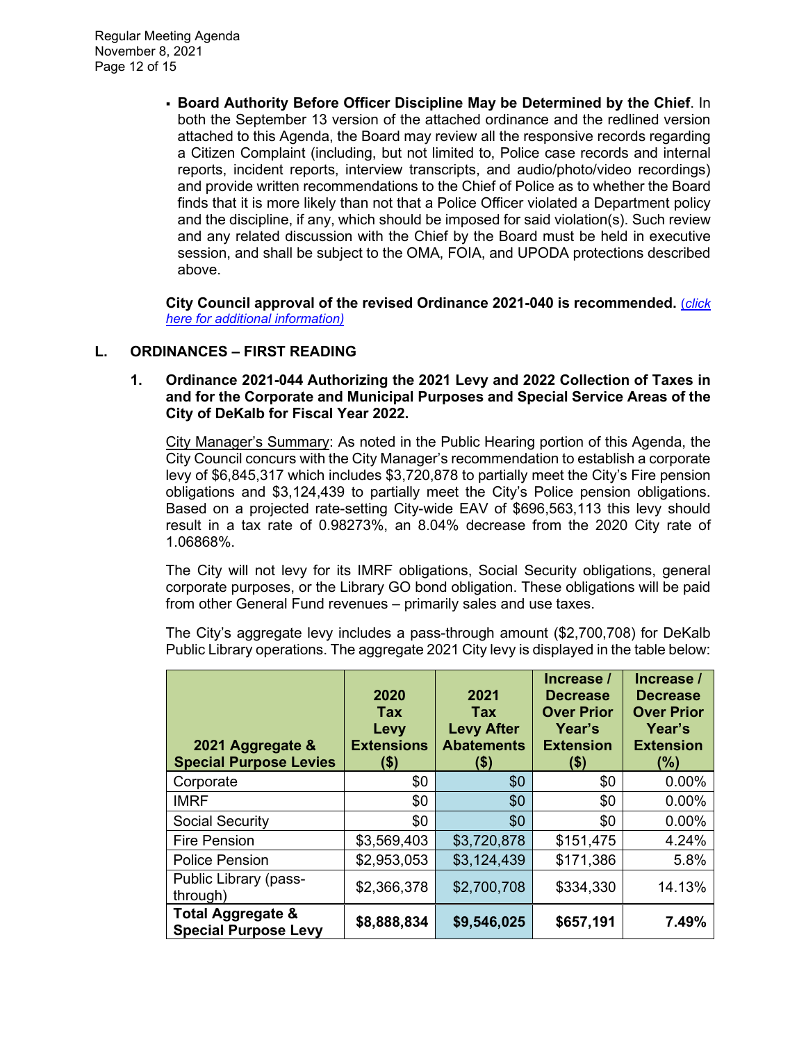- **Board Authority Before Officer Discipline May be Determined by the Chief**. In both the September 13 version of the attached ordinance and the redlined version attached to this Agenda, the Board may review all the responsive records regarding a Citizen Complaint (including, but not limited to, Police case records and internal reports, incident reports, interview transcripts, and audio/photo/video recordings) and provide written recommendations to the Chief of Police as to whether the Board finds that it is more likely than not that a Police Officer violated a Department policy and the discipline, if any, which should be imposed for said violation(s). Such review and any related discussion with the Chief by the Board must be held in executive session, and shall be subject to the OMA, FOIA, and UPODA protections described above.

**City Council approval of the revised Ordinance 2021-040 is recommended.** *(click here for additional information)*

## L. ORDINANCES – FIRST READING

**1. Ordinance 2021-044 Authorizing the 2021 Levy and 2022 Collection of Taxes in and for the Corporate and Municipal Purposes and Special Service Areas of the City of DeKalb for Fiscal Year 2022.**

City Manager's Summary: As noted in the Public Hearing portion of this Agenda, the City Council concurs with the City Manager's recommendation to establish a corporate levy of $6,845,317 which includes $3,720,878 to partially meet the City's Fire pension obligations and $3,124,439 to partially meet the City's Police pension obligations. Based on a projected rate-setting City-wide EAV of $696,563,113 this levy should result in a tax rate of 0.98273%, an 8.04% decrease from the 2020 City rate of 1.06868%.

The City will not levy for its IMRF obligations, Social Security obligations, general corporate purposes, or the Library GO bond obligation. These obligations will be paid from other General Fund revenues – primarily sales and use taxes.

The City's aggregate levy includes a pass-through amount ($2,700,708) for DeKalb Public Library operations. The aggregate 2021 City levy is displayed in the table below:

| 2021 Aggregate & Special Purpose Levies | 2020 Tax Levy Extensions ($) | 2021 Tax Levy After Abatements ($) | Increase / Decrease Over Prior Year's Extension ($) | Increase / Decrease Over Prior Year's Extension (%) |
|---|---|---|---|---|
| Corporate | $0 | $0 | $0 | 0.00% |
| IMRF | $0 | $0 | $0 | 0.00% |
| Social Security | $0 | $0 | $0 | 0.00% |
| Fire Pension | $3,569,403 | $3,720,878 | $151,475 | 4.24% |
| Police Pension | $2,953,053 | $3,124,439 | $171,386 | 5.8% |
| Public Library (pass-through) | $2,366,378 | $2,700,708 | $334,330 | 14.13% |
| **Total Aggregate & Special Purpose Levy** | **$8,888,834** | **$9,546,025** | **$657,191** | **7.49%** |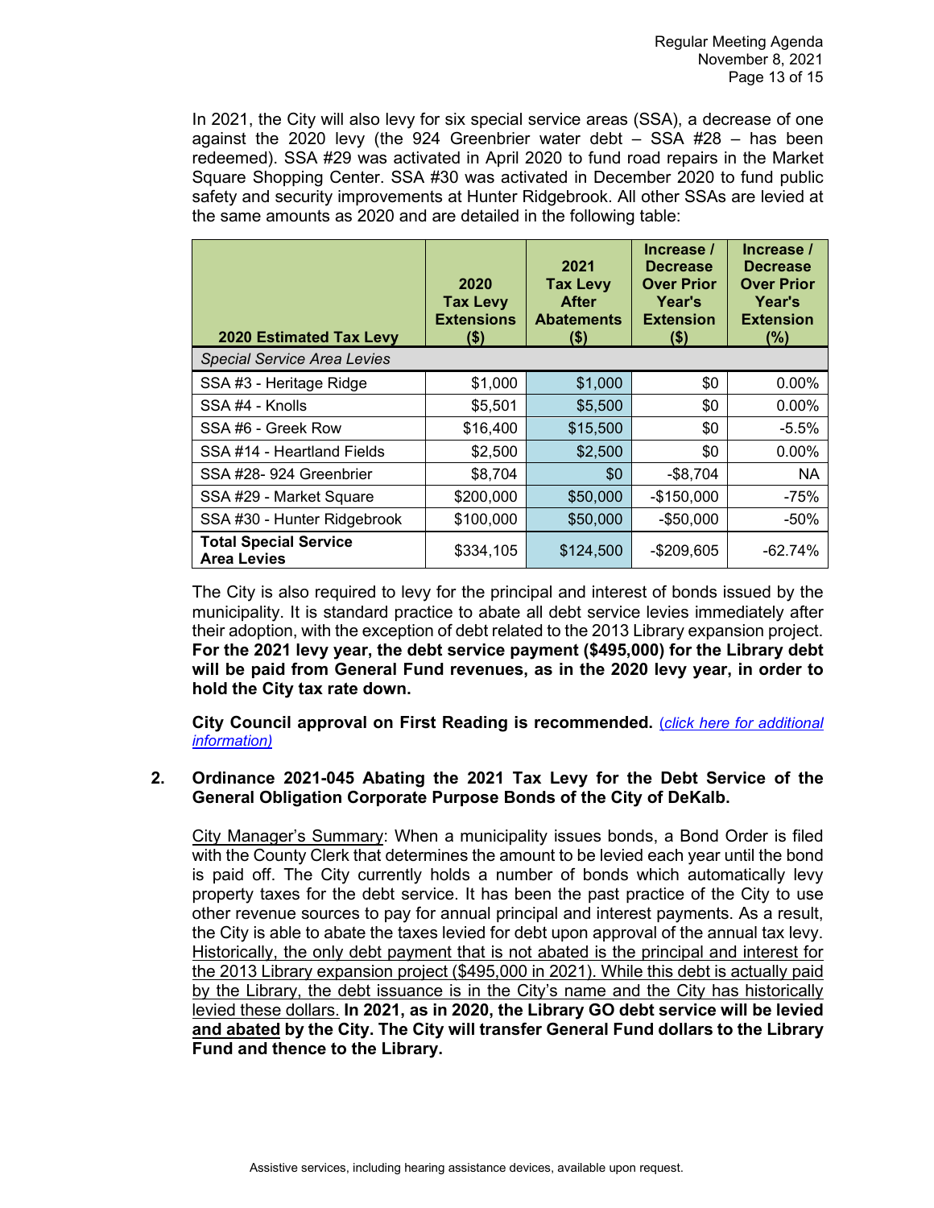In 2021, the City will also levy for six special service areas (SSA), a decrease of one against the 2020 levy (the 924 Greenbrier water debt – SSA #28 – has been redeemed). SSA #29 was activated in April 2020 to fund road repairs in the Market Square Shopping Center. SSA #30 was activated in December 2020 to fund public safety and security improvements at Hunter Ridgebrook. All other SSAs are levied at the same amounts as 2020 and are detailed in the following table:

| 2020 Estimated Tax Levy | 2020 Tax Levy Extensions ($) | 2021 Tax Levy After Abatements ($) | Increase / Decrease Over Prior Year's Extension ($) | Increase / Decrease Over Prior Year's Extension (%) |
|---|---|---|---|---|
| *Special Service Area Levies* | | | | |
| SSA #3 - Heritage Ridge | $1,000 | $1,000 | $0 | 0.00% |
| SSA #4 - Knolls | $5,501 | $5,500 | $0 | 0.00% |
| SSA #6 - Greek Row | $16,400 | $15,500 | $0 | -5.5% |
| SSA #14 - Heartland Fields | $2,500 | $2,500 | $0 | 0.00% |
| SSA #28- 924 Greenbrier | $8,704 | $0 | -$8,704 | NA |
| SSA #29 - Market Square | $200,000 | $50,000 | -$150,000 | -75% |
| SSA #30 - Hunter Ridgebrook | $100,000 | $50,000 | -$50,000 | -50% |
| **Total Special Service Area Levies** | $334,105 | $124,500 | -$209,605 | -62.74% |

The City is also required to levy for the principal and interest of bonds issued by the municipality. It is standard practice to abate all debt service levies immediately after their adoption, with the exception of debt related to the 2013 Library expansion project. **For the 2021 levy year, the debt service payment ($495,000) for the Library debt will be paid from General Fund revenues, as in the 2020 levy year, in order to hold the City tax rate down.**

**City Council approval on First Reading is recommended.** (*click here for additional information)*

**2. Ordinance 2021-045 Abating the 2021 Tax Levy for the Debt Service of the General Obligation Corporate Purpose Bonds of the City of DeKalb.**

City Manager's Summary: When a municipality issues bonds, a Bond Order is filed with the County Clerk that determines the amount to be levied each year until the bond is paid off. The City currently holds a number of bonds which automatically levy property taxes for the debt service. It has been the past practice of the City to use other revenue sources to pay for annual principal and interest payments. As a result, the City is able to abate the taxes levied for debt upon approval of the annual tax levy. Historically, the only debt payment that is not abated is the principal and interest for the 2013 Library expansion project ($495,000 in 2021). While this debt is actually paid by the Library, the debt issuance is in the City's name and the City has historically levied these dollars. **In 2021, as in 2020, the Library GO debt service will be levied and abated by the City. The City will transfer General Fund dollars to the Library Fund and thence to the Library.**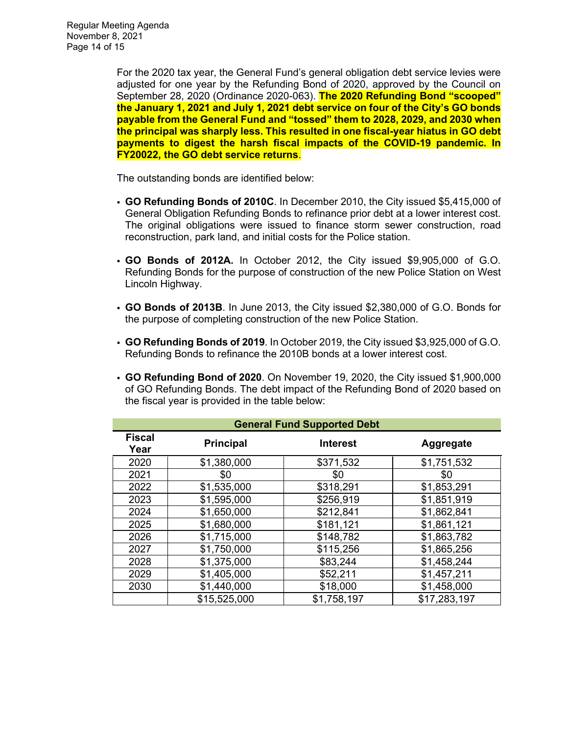For the 2020 tax year, the General Fund's general obligation debt service levies were adjusted for one year by the Refunding Bond of 2020, approved by the Council on September 28, 2020 (Ordinance 2020-063). **The 2020 Refunding Bond "scooped" the January 1, 2021 and July 1, 2021 debt service on four of the City's GO bonds payable from the General Fund and "tossed" them to 2028, 2029, and 2030 when the principal was sharply less. This resulted in one fiscal-year hiatus in GO debt payments to digest the harsh fiscal impacts of the COVID-19 pandemic. In FY20022, the GO debt service returns**.

The outstanding bonds are identified below:

- **GO Refunding Bonds of 2010C**. In December 2010, the City issued $5,415,000 of General Obligation Refunding Bonds to refinance prior debt at a lower interest cost. The original obligations were issued to finance storm sewer construction, road reconstruction, park land, and initial costs for the Police station.
- **GO Bonds of 2012A.** In October 2012, the City issued $9,905,000 of G.O. Refunding Bonds for the purpose of construction of the new Police Station on West Lincoln Highway.
- **GO Bonds of 2013B**. In June 2013, the City issued $2,380,000 of G.O. Bonds for the purpose of completing construction of the new Police Station.
- **GO Refunding Bonds of 2019**. In October 2019, the City issued $3,925,000 of G.O. Refunding Bonds to refinance the 2010B bonds at a lower interest cost.
- **GO Refunding Bond of 2020**. On November 19, 2020, the City issued $1,900,000 of GO Refunding Bonds. The debt impact of the Refunding Bond of 2020 based on the fiscal year is provided in the table below:

| General Fund Supported Debt | | | |
|---|---|---|---|
| Fiscal Year | Principal | Interest | Aggregate |
| 2020 | $1,380,000 | $371,532 | $1,751,532 |
| 2021 | $0 | $0 | $0 |
| 2022 | $1,535,000 | $318,291 | $1,853,291 |
| 2023 | $1,595,000 | $256,919 | $1,851,919 |
| 2024 | $1,650,000 | $212,841 | $1,862,841 |
| 2025 | $1,680,000 | $181,121 | $1,861,121 |
| 2026 | $1,715,000 | $148,782 | $1,863,782 |
| 2027 | $1,750,000 | $115,256 | $1,865,256 |
| 2028 | $1,375,000 | $83,244 | $1,458,244 |
| 2029 | $1,405,000 | $52,211 | $1,457,211 |
| 2030 | $1,440,000 | $18,000 | $1,458,000 |
| | $15,525,000 | $1,758,197 | $17,283,197 |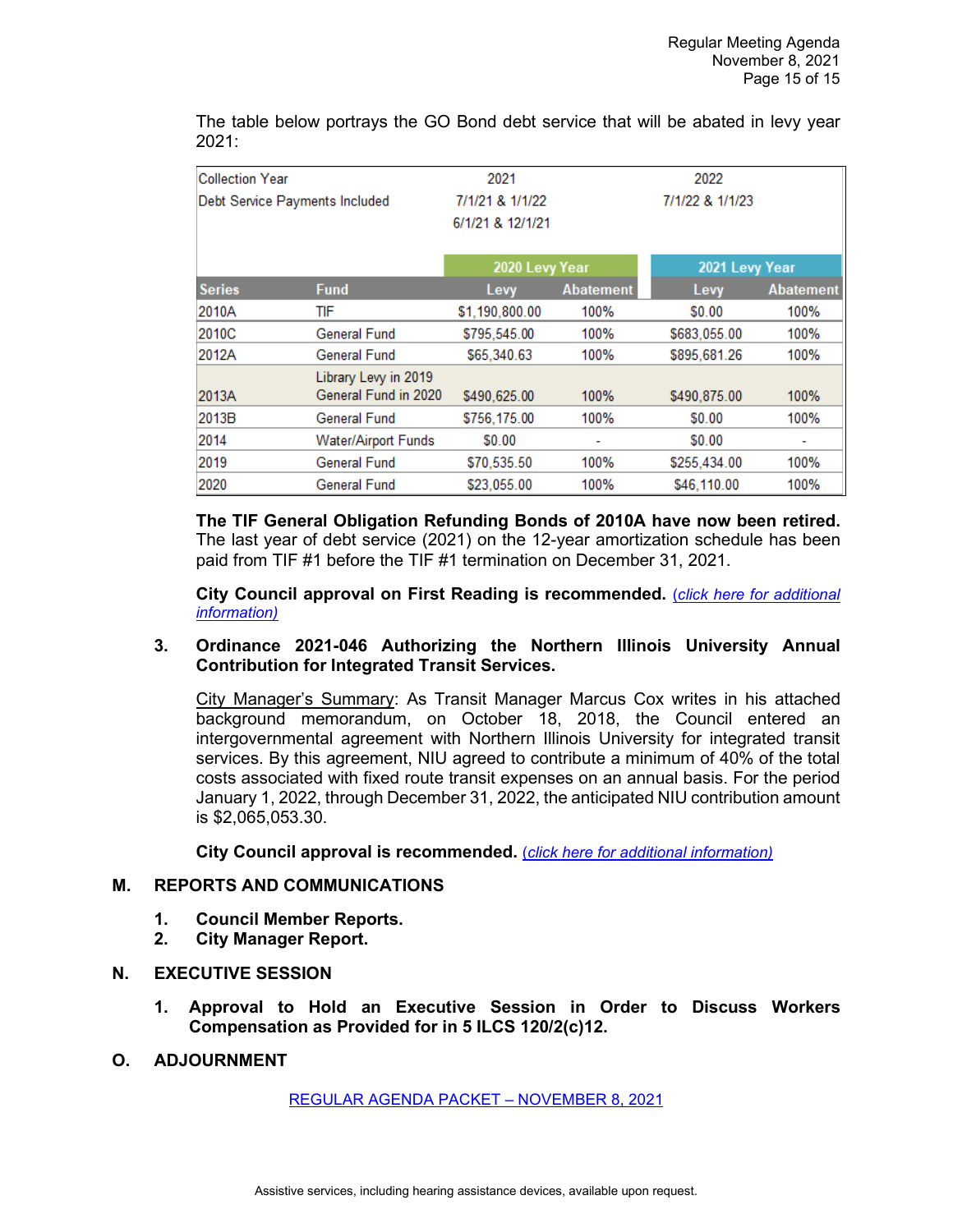The table below portrays the GO Bond debt service that will be abated in levy year 2021:

| Collection Year | | 2021 | | 2022 | |
|---|---|---|---|---|---|
| Debt Service Payments Included | | 7/1/21 & 1/1/22<br>6/1/21 & 12/1/21 | | 7/1/22 & 1/1/23 | |
| | | 2020 Levy Year | | 2021 Levy Year | |
| Series | Fund | Levy | Abatement | Levy | Abatement |
| 2010A | TIF | $1,190,800.00 | 100% | $0.00 | 100% |
| 2010C | General Fund | $795,545.00 | 100% | $683,055.00 | 100% |
| 2012A | General Fund | $65,340.63 | 100% | $895,681.26 | 100% |
| 2013A | Library Levy in 2019<br>General Fund in 2020 | $490,625.00 | 100% | $490,875.00 | 100% |
| 2013B | General Fund | $756,175.00 | 100% | $0.00 | 100% |
| 2014 | Water/Airport Funds | $0.00 | - | $0.00 | - |
| 2019 | General Fund | $70,535.50 | 100% | $255,434.00 | 100% |
| 2020 | General Fund | $23,055.00 | 100% | $46,110.00 | 100% |

**The TIF General Obligation Refunding Bonds of 2010A have now been retired.** The last year of debt service (2021) on the 12-year amortization schedule has been paid from TIF #1 before the TIF #1 termination on December 31, 2021.

**City Council approval on First Reading is recommended.** *(click here for additional information)*

3. **Ordinance 2021-046 Authorizing the Northern Illinois University Annual Contribution for Integrated Transit Services.**

   City Manager's Summary: As Transit Manager Marcus Cox writes in his attached background memorandum, on October 18, 2018, the Council entered an intergovernmental agreement with Northern Illinois University for integrated transit services. By this agreement, NIU agreed to contribute a minimum of 40% of the total costs associated with fixed route transit expenses on an annual basis. For the period January 1, 2022, through December 31, 2022, the anticipated NIU contribution amount is $2,065,053.30.

   **City Council approval is recommended.** *(click here for additional information)*

## M. REPORTS AND COMMUNICATIONS

1. **Council Member Reports.**
2. **City Manager Report.**

## N. EXECUTIVE SESSION

1. **Approval to Hold an Executive Session in Order to Discuss Workers Compensation as Provided for in 5 ILCS 120/2(c)12.**

## O. ADJOURNMENT

REGULAR AGENDA PACKET – NOVEMBER 8, 2021

Assistive services, including hearing assistance devices, available upon request.